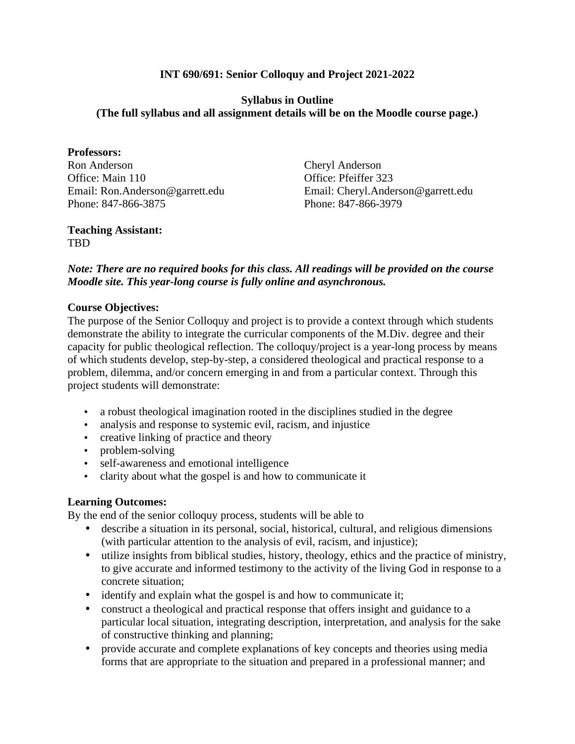# INT 690/691: Senior Colloquy and Project 2021-2022

## Syllabus in Outline
**(The full syllabus and all assignment details will be on the Moodle course page.)**

**Professors:**

Ron Anderson
Office: Main 110
Email: Ron.Anderson@garrett.edu
Phone: 847-866-3875

Cheryl Anderson
Office: Pfeiffer 323
Email: Cheryl.Anderson@garrett.edu
Phone: 847-866-3979

**Teaching Assistant:**
TBD

***Note: There are no required books for this class. All readings will be provided on the course Moodle site. This year-long course is fully online and asynchronous.***

**Course Objectives:**
The purpose of the Senior Colloquy and project is to provide a context through which students demonstrate the ability to integrate the curricular components of the M.Div. degree and their capacity for public theological reflection. The colloquy/project is a year-long process by means of which students develop, step-by-step, a considered theological and practical response to a problem, dilemma, and/or concern emerging in and from a particular context. Through this project students will demonstrate:

- a robust theological imagination rooted in the disciplines studied in the degree
- analysis and response to systemic evil, racism, and injustice
- creative linking of practice and theory
- problem-solving
- self-awareness and emotional intelligence
- clarity about what the gospel is and how to communicate it

**Learning Outcomes:**
By the end of the senior colloquy process, students will be able to

- describe a situation in its personal, social, historical, cultural, and religious dimensions (with particular attention to the analysis of evil, racism, and injustice);
- utilize insights from biblical studies, history, theology, ethics and the practice of ministry, to give accurate and informed testimony to the activity of the living God in response to a concrete situation;
- identify and explain what the gospel is and how to communicate it;
- construct a theological and practical response that offers insight and guidance to a particular local situation, integrating description, interpretation, and analysis for the sake of constructive thinking and planning;
- provide accurate and complete explanations of key concepts and theories using media forms that are appropriate to the situation and prepared in a professional manner; and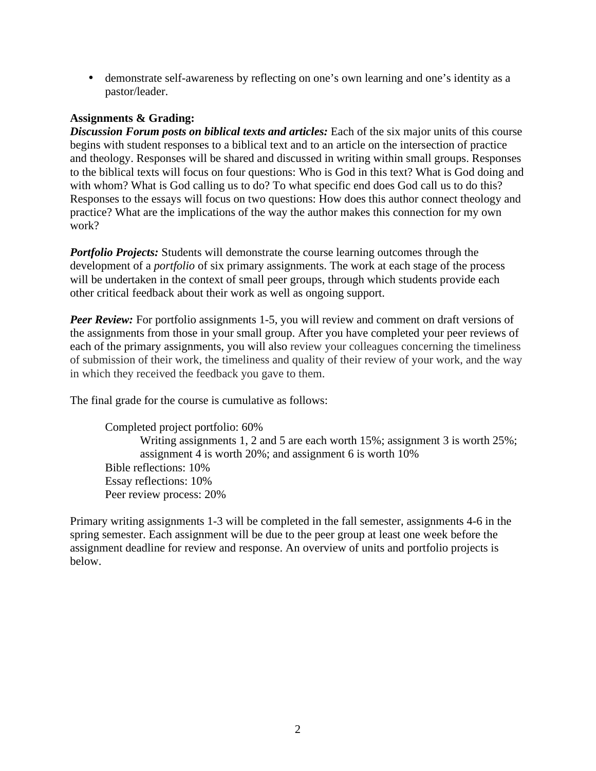- demonstrate self-awareness by reflecting on one's own learning and one's identity as a pastor/leader.

**Assignments & Grading:**

***Discussion Forum posts on biblical texts and articles:*** Each of the six major units of this course begins with student responses to a biblical text and to an article on the intersection of practice and theology. Responses will be shared and discussed in writing within small groups. Responses to the biblical texts will focus on four questions: Who is God in this text? What is God doing and with whom? What is God calling us to do? To what specific end does God call us to do this? Responses to the essays will focus on two questions: How does this author connect theology and practice? What are the implications of the way the author makes this connection for my own work?

***Portfolio Projects:*** Students will demonstrate the course learning outcomes through the development of a *portfolio* of six primary assignments. The work at each stage of the process will be undertaken in the context of small peer groups, through which students provide each other critical feedback about their work as well as ongoing support.

***Peer Review:*** For portfolio assignments 1-5, you will review and comment on draft versions of the assignments from those in your small group. After you have completed your peer reviews of each of the primary assignments, you will also review your colleagues concerning the timeliness of submission of their work, the timeliness and quality of their review of your work, and the way in which they received the feedback you gave to them.

The final grade for the course is cumulative as follows:

Completed project portfolio: 60%
Writing assignments 1, 2 and 5 are each worth 15%; assignment 3 is worth 25%; assignment 4 is worth 20%; and assignment 6 is worth 10%
Bible reflections: 10%
Essay reflections: 10%
Peer review process: 20%

Primary writing assignments 1-3 will be completed in the fall semester, assignments 4-6 in the spring semester. Each assignment will be due to the peer group at least one week before the assignment deadline for review and response. An overview of units and portfolio projects is below.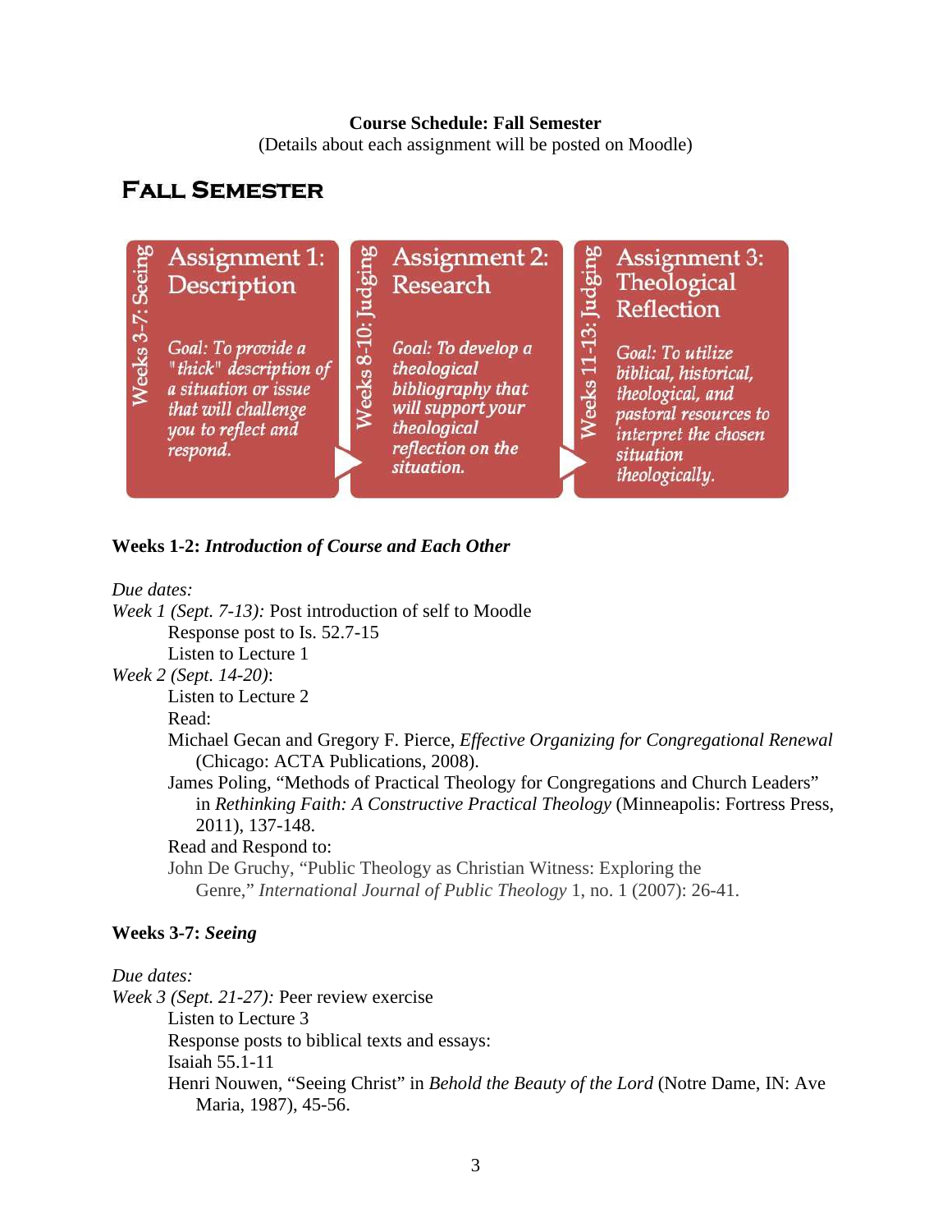**Course Schedule: Fall Semester**
(Details about each assignment will be posted on Moodle)

## Fall Semester

**Weeks 3-7: Seeing**
**Assignment 1: Description**
*Goal: To provide a "thick" description of a situation or issue that will challenge you to reflect and respond.*

**Weeks 8-10: Judging**
**Assignment 2: Research**
*Goal: To develop a theological bibliography that will support your theological reflection on the situation.*

**Weeks 11-13: Judging**
**Assignment 3: Theological Reflection**
*Goal: To utilize biblical, historical, theological, and pastoral resources to interpret the chosen situation theologically.*

**Weeks 1-2: *Introduction of Course and Each Other***

*Due dates:*
*Week 1 (Sept. 7-13):* Post introduction of self to Moodle
Response post to Is. 52.7-15
Listen to Lecture 1
*Week 2 (Sept. 14-20)*:
Listen to Lecture 2
Read:
Michael Gecan and Gregory F. Pierce, *Effective Organizing for Congregational Renewal* (Chicago: ACTA Publications, 2008).
James Poling, "Methods of Practical Theology for Congregations and Church Leaders" in *Rethinking Faith: A Constructive Practical Theology* (Minneapolis: Fortress Press, 2011), 137-148.
Read and Respond to:
John De Gruchy, "Public Theology as Christian Witness: Exploring the Genre," *International Journal of Public Theology* 1, no. 1 (2007): 26-41.

**Weeks 3-7: *Seeing***

*Due dates:*
*Week 3 (Sept. 21-27):* Peer review exercise
Listen to Lecture 3
Response posts to biblical texts and essays:
Isaiah 55.1-11
Henri Nouwen, "Seeing Christ" in *Behold the Beauty of the Lord* (Notre Dame, IN: Ave Maria, 1987), 45-56.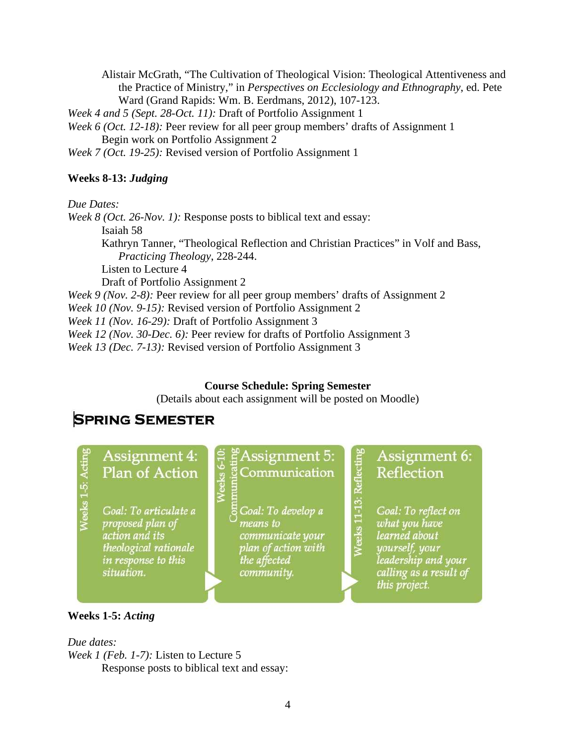Alistair McGrath, "The Cultivation of Theological Vision: Theological Attentiveness and the Practice of Ministry," in *Perspectives on Ecclesiology and Ethnography*, ed. Pete Ward (Grand Rapids: Wm. B. Eerdmans, 2012), 107-123.

*Week 4 and 5 (Sept. 28-Oct. 11):* Draft of Portfolio Assignment 1

*Week 6 (Oct. 12-18):* Peer review for all peer group members' drafts of Assignment 1
Begin work on Portfolio Assignment 2

*Week 7 (Oct. 19-25):* Revised version of Portfolio Assignment 1

**Weeks 8-13:** ***Judging***

*Due Dates:*

*Week 8 (Oct. 26-Nov. 1):* Response posts to biblical text and essay:
Isaiah 58
Kathryn Tanner, "Theological Reflection and Christian Practices" in Volf and Bass, *Practicing Theology*, 228-244.
Listen to Lecture 4
Draft of Portfolio Assignment 2

*Week 9 (Nov. 2-8):* Peer review for all peer group members' drafts of Assignment 2

*Week 10 (Nov. 9-15):* Revised version of Portfolio Assignment 2

*Week 11 (Nov. 16-29):* Draft of Portfolio Assignment 3

*Week 12 (Nov. 30-Dec. 6):* Peer review for drafts of Portfolio Assignment 3

*Week 13 (Dec. 7-13):* Revised version of Portfolio Assignment 3

**Course Schedule: Spring Semester**
(Details about each assignment will be posted on Moodle)

## Spring Semester

| Weeks 1-5: Acting | Weeks 6-10: Communicating | Weeks 11-13: Reflecting |
|---|---|---|
| Assignment 4: Plan of Action | Assignment 5: Communication | Assignment 6: Reflection |
| *Goal: To articulate a proposed plan of action and its theological rationale in response to this situation.* | *Goal: To develop a means to communicate your plan of action with the affected community.* | *Goal: To reflect on what you have learned about yourself, your leadership and your calling as a result of this project.* |

**Weeks 1-5:** ***Acting***

*Due dates:*

*Week 1 (Feb. 1-7):* Listen to Lecture 5
Response posts to biblical text and essay: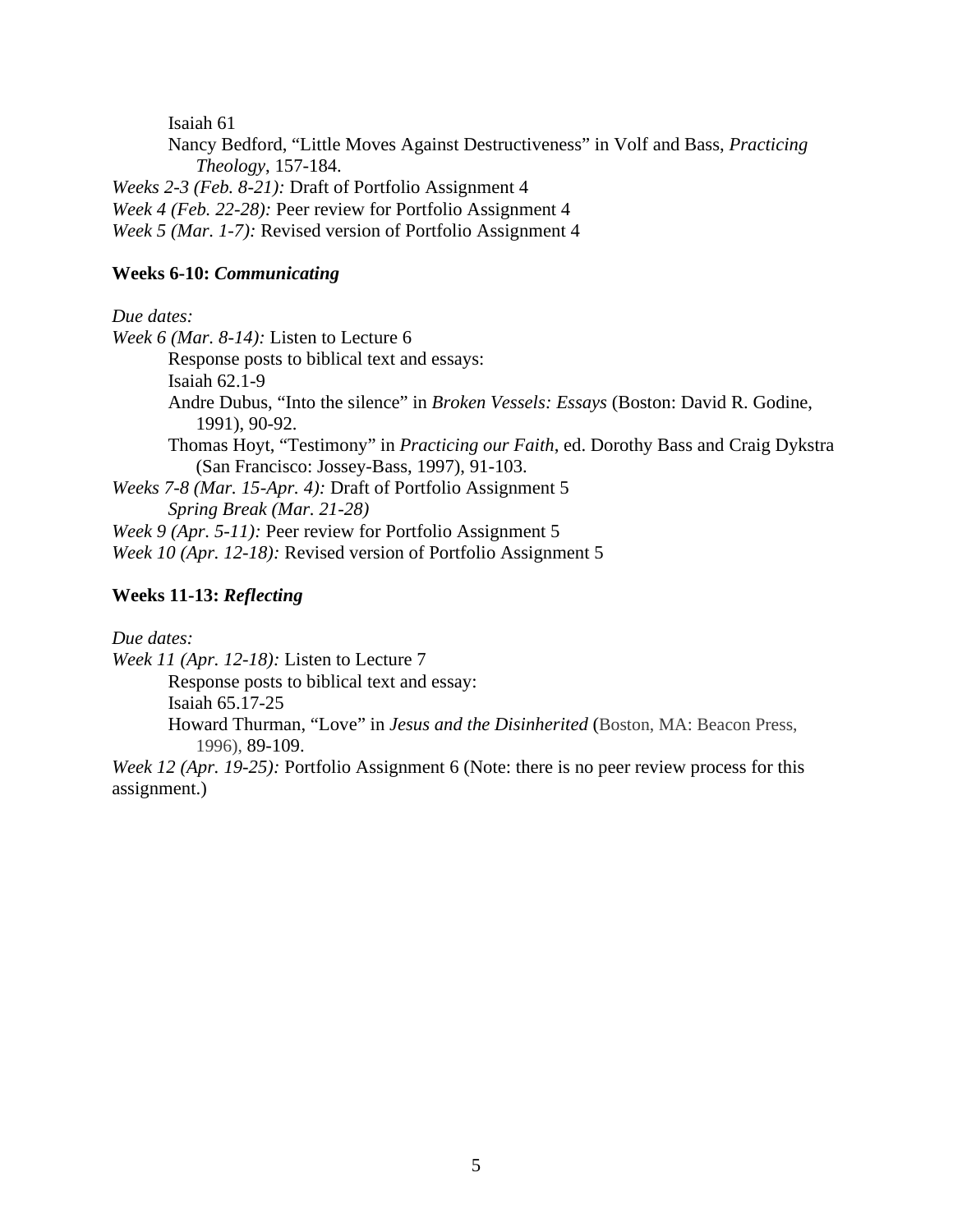Isaiah 61

Nancy Bedford, "Little Moves Against Destructiveness" in Volf and Bass, *Practicing Theology*, 157-184.

*Weeks 2-3 (Feb. 8-21):* Draft of Portfolio Assignment 4
*Week 4 (Feb. 22-28):* Peer review for Portfolio Assignment 4
*Week 5 (Mar. 1-7):* Revised version of Portfolio Assignment 4

**Weeks 6-10: *Communicating***

*Due dates:*

*Week 6 (Mar. 8-14):* Listen to Lecture 6

Response posts to biblical text and essays:

Isaiah 62.1-9

Andre Dubus, "Into the silence" in *Broken Vessels: Essays* (Boston: David R. Godine, 1991), 90-92.

Thomas Hoyt, "Testimony" in *Practicing our Faith*, ed. Dorothy Bass and Craig Dykstra (San Francisco: Jossey-Bass, 1997), 91-103.

*Weeks 7-8 (Mar. 15-Apr. 4):* Draft of Portfolio Assignment 5

*Spring Break (Mar. 21-28)*

*Week 9 (Apr. 5-11):* Peer review for Portfolio Assignment 5
*Week 10 (Apr. 12-18):* Revised version of Portfolio Assignment 5

**Weeks 11-13: *Reflecting***

*Due dates:*

*Week 11 (Apr. 12-18):* Listen to Lecture 7

Response posts to biblical text and essay:

Isaiah 65.17-25

Howard Thurman, "Love" in *Jesus and the Disinherited* (Boston, MA: Beacon Press, 1996), 89-109.

*Week 12 (Apr. 19-25):* Portfolio Assignment 6 (Note: there is no peer review process for this assignment.)